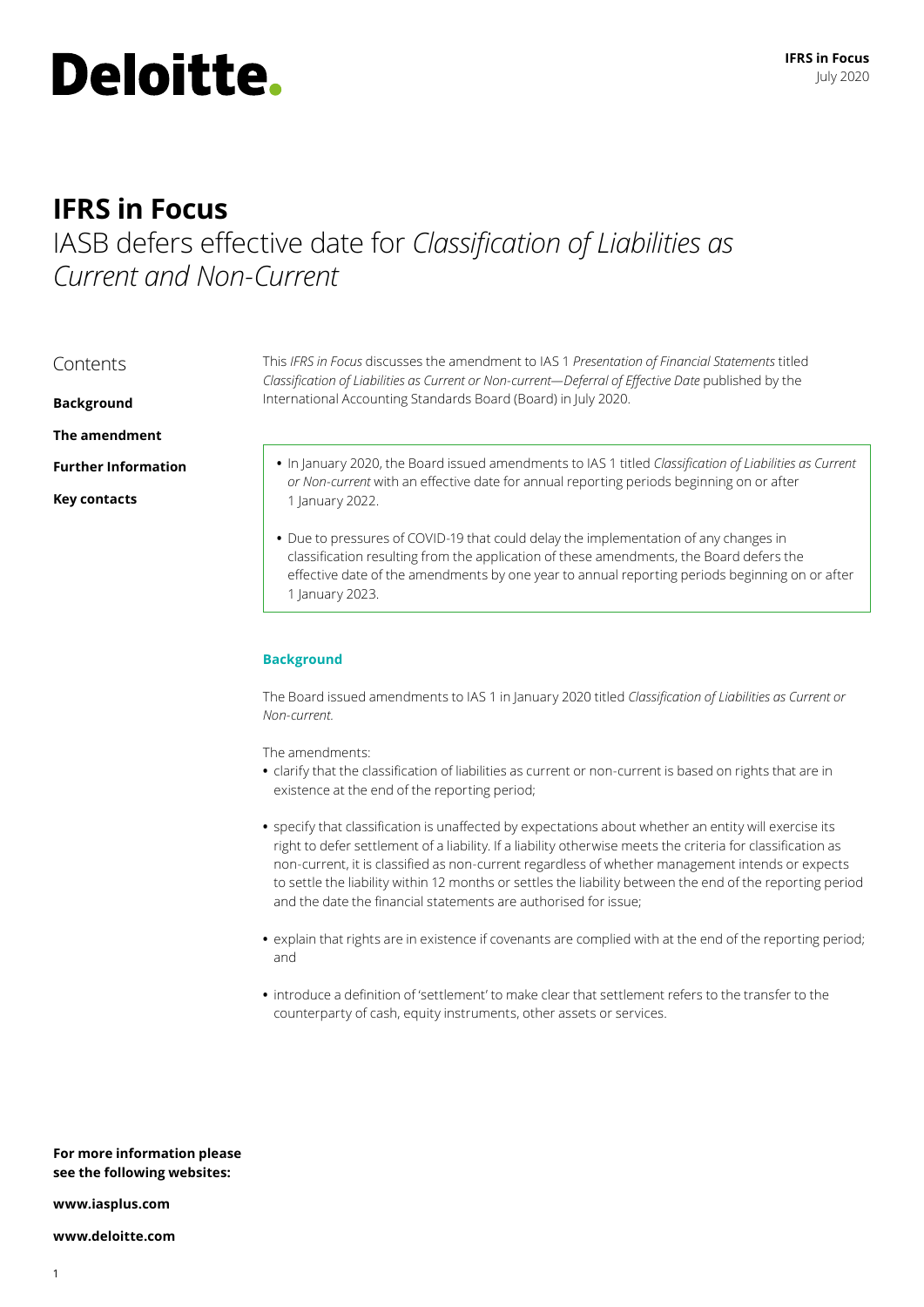Deloitte.

# IFRS in Focus

## IASB defers effective date for *Classification of Liabilities as Current and Non-Current*

Contents

**Background**

**The amendment**

**Further Information**

**Key contacts**

This *IFRS in Focus* discusses the amendment to IAS 1 *Presentation of Financial Statements* titled *Classification of Liabilities as Current or Non-current—Deferral of Effective Date* published by the International Accounting Standards Board (Board) in July 2020.

- In January 2020, the Board issued amendments to IAS 1 titled *Classification of Liabilities as Current or Non-current* with an effective date for annual reporting periods beginning on or after 1 January 2022.
- Due to pressures of COVID-19 that could delay the implementation of any changes in classification resulting from the application of these amendments, the Board defers the effective date of the amendments by one year to annual reporting periods beginning on or after 1 January 2023.

### Background

The Board issued amendments to IAS 1 in January 2020 titled *Classification of Liabilities as Current or Non-current.*

The amendments:

- clarify that the classification of liabilities as current or non-current is based on rights that are in existence at the end of the reporting period;
- specify that classification is unaffected by expectations about whether an entity will exercise its right to defer settlement of a liability. If a liability otherwise meets the criteria for classification as non-current, it is classified as non-current regardless of whether management intends or expects to settle the liability within 12 months or settles the liability between the end of the reporting period and the date the financial statements are authorised for issue;
- explain that rights are in existence if covenants are complied with at the end of the reporting period; and
- introduce a definition of 'settlement' to make clear that settlement refers to the transfer to the counterparty of cash, equity instruments, other assets or services.

**For more information please see the following websites:**

**www.iasplus.com**

**www.deloitte.com**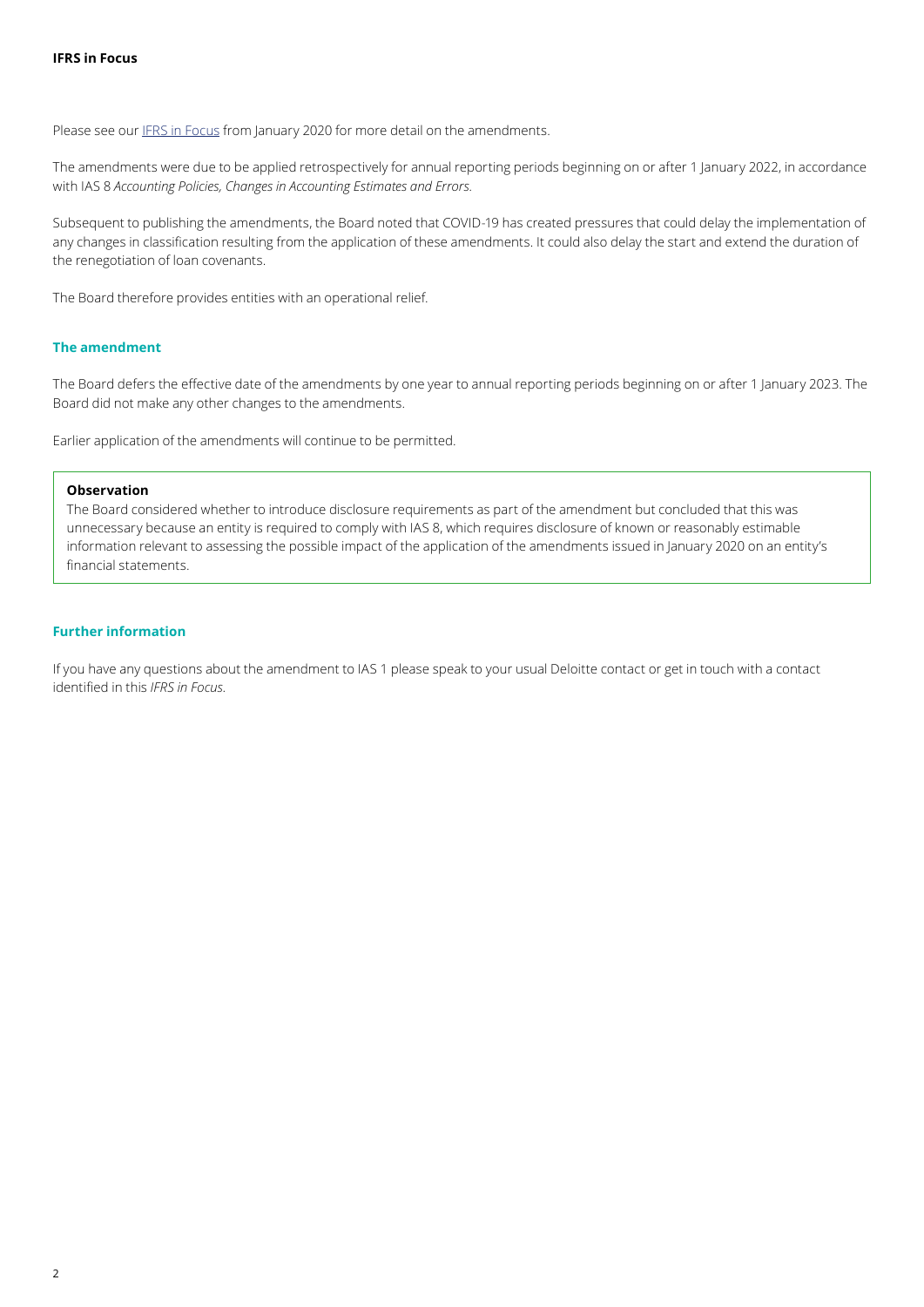Please see our [IFRS in Focus](IFRS in Focus) from January 2020 for more detail on the amendments.

The amendments were due to be applied retrospectively for annual reporting periods beginning on or after 1 January 2022, in accordance with IAS 8 *Accounting Policies, Changes in Accounting Estimates and Errors.*

Subsequent to publishing the amendments, the Board noted that COVID-19 has created pressures that could delay the implementation of any changes in classification resulting from the application of these amendments. It could also delay the start and extend the duration of the renegotiation of loan covenants.

The Board therefore provides entities with an operational relief.

## The amendment

The Board defers the effective date of the amendments by one year to annual reporting periods beginning on or after 1 January 2023. The Board did not make any other changes to the amendments.

Earlier application of the amendments will continue to be permitted.

> **Observation**
>
> The Board considered whether to introduce disclosure requirements as part of the amendment but concluded that this was unnecessary because an entity is required to comply with IAS 8, which requires disclosure of known or reasonably estimable information relevant to assessing the possible impact of the application of the amendments issued in January 2020 on an entity's financial statements.

## Further information

If you have any questions about the amendment to IAS 1 please speak to your usual Deloitte contact or get in touch with a contact identified in this *IFRS in Focus.*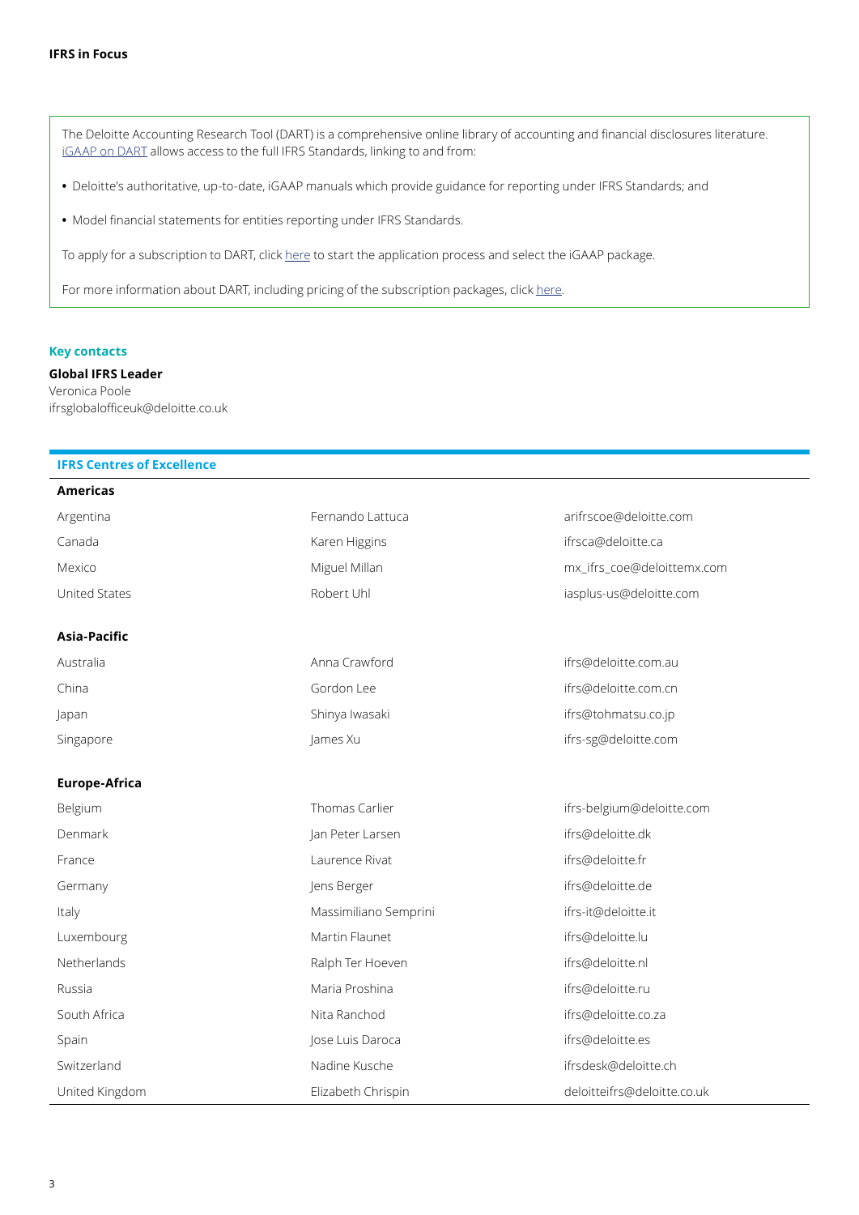The Deloitte Accounting Research Tool (DART) is a comprehensive online library of accounting and financial disclosures literature. iGAAP on DART allows access to the full IFRS Standards, linking to and from:

- Deloitte's authoritative, up-to-date, iGAAP manuals which provide guidance for reporting under IFRS Standards; and
- Model financial statements for entities reporting under IFRS Standards.

To apply for a subscription to DART, click here to start the application process and select the iGAAP package.

For more information about DART, including pricing of the subscription packages, click here.

## Key contacts

**Global IFRS Leader**
Veronica Poole
ifrsglobalofficeuk@deloitte.co.uk

## IFRS Centres of Excellence

| **Americas** | | |
|---|---|---|
| Argentina | Fernando Lattuca | arifrscoe@deloitte.com |
| Canada | Karen Higgins | ifrsca@deloitte.ca |
| Mexico | Miguel Millan | mx_ifrs_coe@deloittemx.com |
| United States | Robert Uhl | iasplus-us@deloitte.com |
| **Asia-Pacific** | | |
| Australia | Anna Crawford | ifrs@deloitte.com.au |
| China | Gordon Lee | ifrs@deloitte.com.cn |
| Japan | Shinya Iwasaki | ifrs@tohmatsu.co.jp |
| Singapore | James Xu | ifrs-sg@deloitte.com |
| **Europe-Africa** | | |
| Belgium | Thomas Carlier | ifrs-belgium@deloitte.com |
| Denmark | Jan Peter Larsen | ifrs@deloitte.dk |
| France | Laurence Rivat | ifrs@deloitte.fr |
| Germany | Jens Berger | ifrs@deloitte.de |
| Italy | Massimiliano Semprini | ifrs-it@deloitte.it |
| Luxembourg | Martin Flaunet | ifrs@deloitte.lu |
| Netherlands | Ralph Ter Hoeven | ifrs@deloitte.nl |
| Russia | Maria Proshina | ifrs@deloitte.ru |
| South Africa | Nita Ranchod | ifrs@deloitte.co.za |
| Spain | Jose Luis Daroca | ifrs@deloitte.es |
| Switzerland | Nadine Kusche | ifrsdesk@deloitte.ch |
| United Kingdom | Elizabeth Chrispin | deloitteifrs@deloitte.co.uk |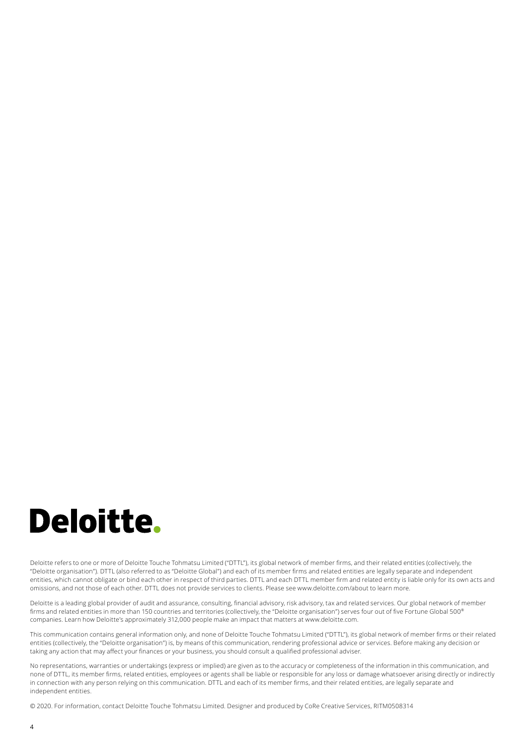# Deloitte.

Deloitte refers to one or more of Deloitte Touche Tohmatsu Limited ("DTTL"), its global network of member firms, and their related entities (collectively, the "Deloitte organisation"). DTTL (also referred to as "Deloitte Global") and each of its member firms and related entities are legally separate and independent entities, which cannot obligate or bind each other in respect of third parties. DTTL and each DTTL member firm and related entity is liable only for its own acts and omissions, and not those of each other. DTTL does not provide services to clients. Please see www.deloitte.com/about to learn more.

Deloitte is a leading global provider of audit and assurance, consulting, financial advisory, risk advisory, tax and related services. Our global network of member firms and related entities in more than 150 countries and territories (collectively, the "Deloitte organisation") serves four out of five Fortune Global 500® companies. Learn how Deloitte's approximately 312,000 people make an impact that matters at www.deloitte.com.

This communication contains general information only, and none of Deloitte Touche Tohmatsu Limited ("DTTL"), its global network of member firms or their related entities (collectively, the "Deloitte organisation") is, by means of this communication, rendering professional advice or services. Before making any decision or taking any action that may affect your finances or your business, you should consult a qualified professional adviser.

No representations, warranties or undertakings (express or implied) are given as to the accuracy or completeness of the information in this communication, and none of DTTL, its member firms, related entities, employees or agents shall be liable or responsible for any loss or damage whatsoever arising directly or indirectly in connection with any person relying on this communication. DTTL and each of its member firms, and their related entities, are legally separate and independent entities.

© 2020. For information, contact Deloitte Touche Tohmatsu Limited. Designer and produced by CoRe Creative Services, RITM0508314